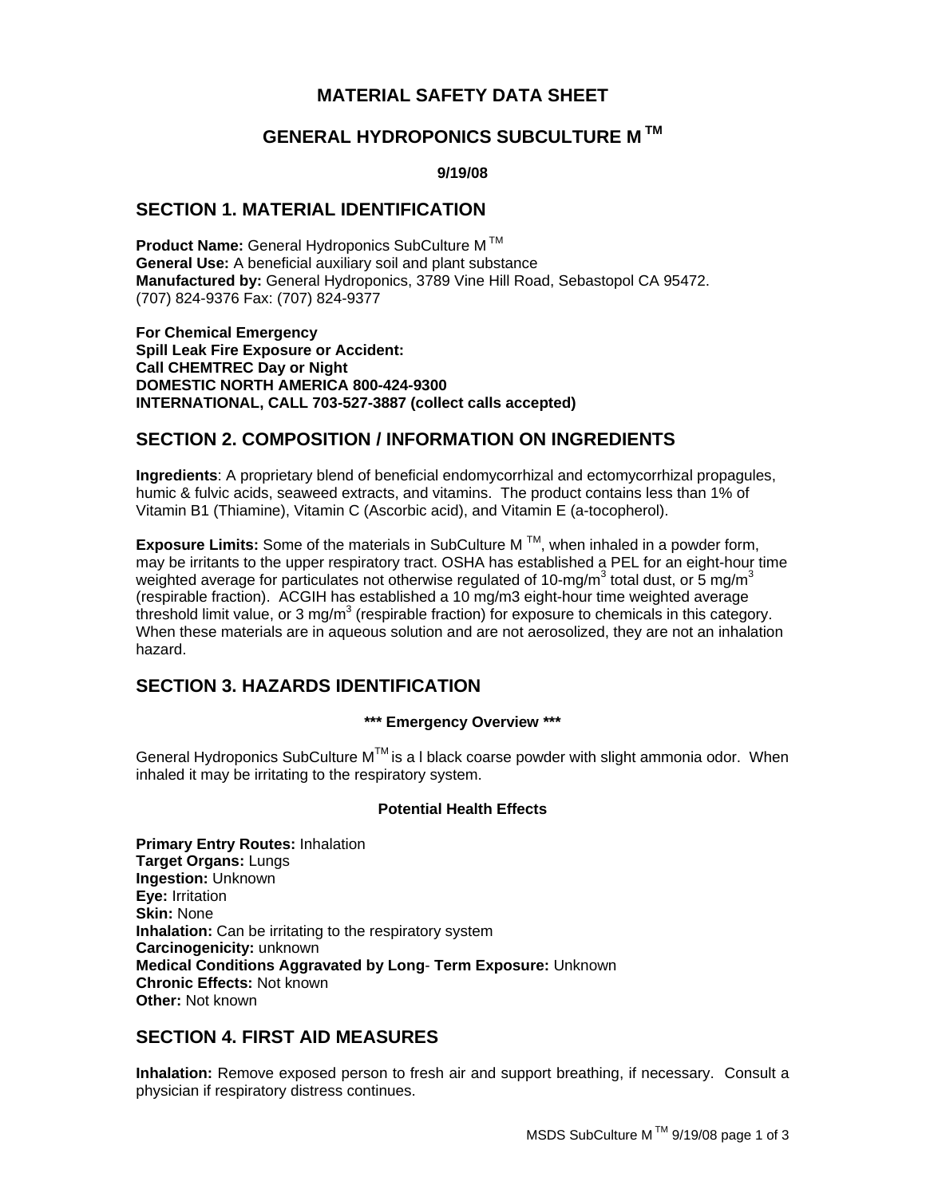# MATERIAL SAFETY DATA SHEET

# GENERAL HYDROPONICS SUBCULTURE M ™

**9/19/08**

## SECTION 1. MATERIAL IDENTIFICATION

**Product Name:** General Hydroponics SubCulture M ™
**General Use:** A beneficial auxiliary soil and plant substance
**Manufactured by:** General Hydroponics, 3789 Vine Hill Road, Sebastopol CA 95472.
(707) 824-9376 Fax: (707) 824-9377

**For Chemical Emergency**
**Spill Leak Fire Exposure or Accident:**
**Call CHEMTREC Day or Night**
**DOMESTIC NORTH AMERICA 800-424-9300**
**INTERNATIONAL, CALL 703-527-3887 (collect calls accepted)**

## SECTION 2. COMPOSITION / INFORMATION ON INGREDIENTS

**Ingredients**: A proprietary blend of beneficial endomycorrhizal and ectomycorrhizal propagules, humic & fulvic acids, seaweed extracts, and vitamins. The product contains less than 1% of Vitamin B1 (Thiamine), Vitamin C (Ascorbic acid), and Vitamin E (a-tocopherol).

**Exposure Limits:** Some of the materials in SubCulture M ™, when inhaled in a powder form, may be irritants to the upper respiratory tract. OSHA has established a PEL for an eight-hour time weighted average for particulates not otherwise regulated of 10-mg/$m^3$ total dust, or 5 mg/$m^3$ (respirable fraction). ACGIH has established a 10 mg/m3 eight-hour time weighted average threshold limit value, or 3 mg/$m^3$ (respirable fraction) for exposure to chemicals in this category. When these materials are in aqueous solution and are not aerosolized, they are not an inhalation hazard.

## SECTION 3. HAZARDS IDENTIFICATION

**\*\*\* Emergency Overview \*\*\***

General Hydroponics SubCulture M™ is a l black coarse powder with slight ammonia odor. When inhaled it may be irritating to the respiratory system.

**Potential Health Effects**

**Primary Entry Routes:** Inhalation
**Target Organs:** Lungs
**Ingestion:** Unknown
**Eye:** Irritation
**Skin:** None
**Inhalation:** Can be irritating to the respiratory system
**Carcinogenicity:** unknown
**Medical Conditions Aggravated by Long- Term Exposure:** Unknown
**Chronic Effects:** Not known
**Other:** Not known

## SECTION 4. FIRST AID MEASURES

**Inhalation:** Remove exposed person to fresh air and support breathing, if necessary. Consult a physician if respiratory distress continues.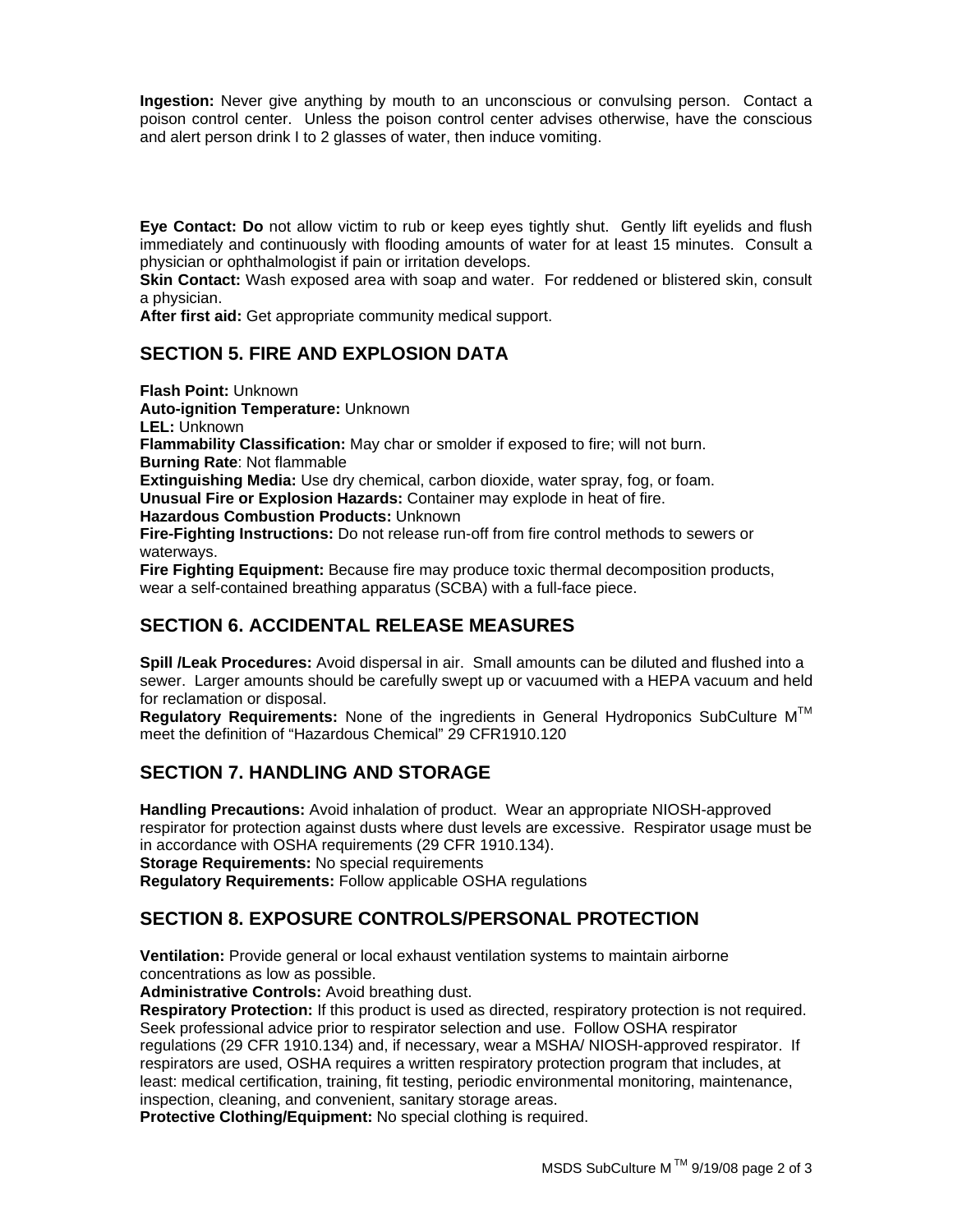**Ingestion:** Never give anything by mouth to an unconscious or convulsing person. Contact a poison control center. Unless the poison control center advises otherwise, have the conscious and alert person drink I to 2 glasses of water, then induce vomiting.

**Eye Contact: Do** not allow victim to rub or keep eyes tightly shut. Gently lift eyelids and flush immediately and continuously with flooding amounts of water for at least 15 minutes. Consult a physician or ophthalmologist if pain or irritation develops.

**Skin Contact:** Wash exposed area with soap and water. For reddened or blistered skin, consult a physician.

**After first aid:** Get appropriate community medical support.

## SECTION 5. FIRE AND EXPLOSION DATA

**Flash Point:** Unknown

**Auto-ignition Temperature:** Unknown

**LEL:** Unknown

**Flammability Classification:** May char or smolder if exposed to fire; will not burn.

**Burning Rate**: Not flammable

**Extinguishing Media:** Use dry chemical, carbon dioxide, water spray, fog, or foam.

**Unusual Fire or Explosion Hazards:** Container may explode in heat of fire.

**Hazardous Combustion Products:** Unknown

**Fire-Fighting Instructions:** Do not release run-off from fire control methods to sewers or waterways.

**Fire Fighting Equipment:** Because fire may produce toxic thermal decomposition products, wear a self-contained breathing apparatus (SCBA) with a full-face piece.

## SECTION 6. ACCIDENTAL RELEASE MEASURES

**Spill /Leak Procedures:** Avoid dispersal in air. Small amounts can be diluted and flushed into a sewer. Larger amounts should be carefully swept up or vacuumed with a HEPA vacuum and held for reclamation or disposal.

**Regulatory Requirements:** None of the ingredients in General Hydroponics SubCulture M™ meet the definition of "Hazardous Chemical" 29 CFR1910.120

## SECTION 7. HANDLING AND STORAGE

**Handling Precautions:** Avoid inhalation of product. Wear an appropriate NIOSH-approved respirator for protection against dusts where dust levels are excessive. Respirator usage must be in accordance with OSHA requirements (29 CFR 1910.134).

**Storage Requirements:** No special requirements

**Regulatory Requirements:** Follow applicable OSHA regulations

## SECTION 8. EXPOSURE CONTROLS/PERSONAL PROTECTION

**Ventilation:** Provide general or local exhaust ventilation systems to maintain airborne concentrations as low as possible.

**Administrative Controls:** Avoid breathing dust.

**Respiratory Protection:** If this product is used as directed, respiratory protection is not required. Seek professional advice prior to respirator selection and use. Follow OSHA respirator regulations (29 CFR 1910.134) and, if necessary, wear a MSHA/ NIOSH-approved respirator. If respirators are used, OSHA requires a written respiratory protection program that includes, at least: medical certification, training, fit testing, periodic environmental monitoring, maintenance, inspection, cleaning, and convenient, sanitary storage areas.

**Protective Clothing/Equipment:** No special clothing is required.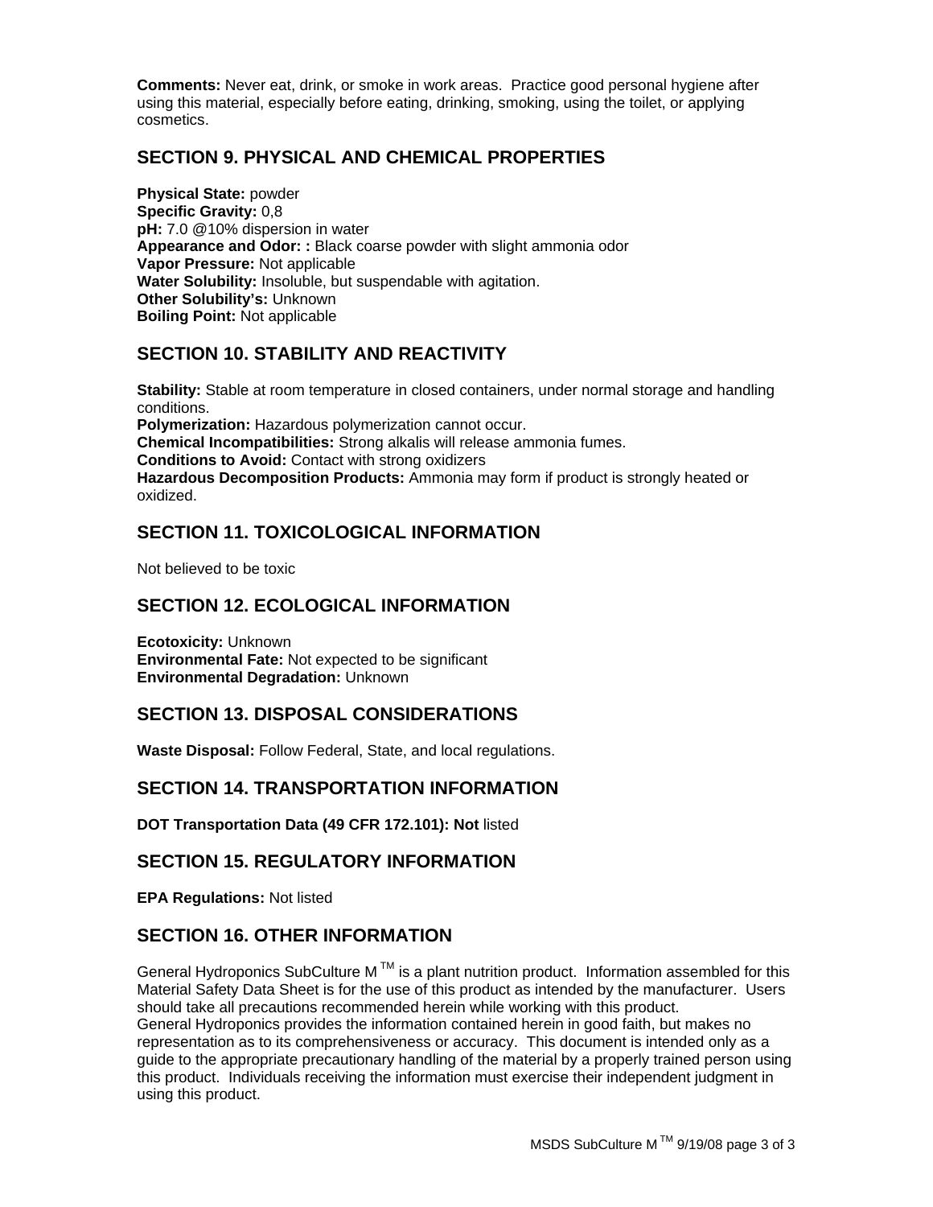**Comments:** Never eat, drink, or smoke in work areas.  Practice good personal hygiene after using this material, especially before eating, drinking, smoking, using the toilet, or applying cosmetics.

## SECTION 9. PHYSICAL AND CHEMICAL PROPERTIES

**Physical State:** powder
**Specific Gravity:** 0,8
**pH:** 7.0 @10% dispersion in water
**Appearance and Odor: :** Black coarse powder with slight ammonia odor
**Vapor Pressure:** Not applicable
**Water Solubility:** Insoluble, but suspendable with agitation.
**Other Solubility's:** Unknown
**Boiling Point:** Not applicable

## SECTION 10. STABILITY AND REACTIVITY

**Stability:** Stable at room temperature in closed containers, under normal storage and handling conditions.
**Polymerization:** Hazardous polymerization cannot occur.
**Chemical Incompatibilities:** Strong alkalis will release ammonia fumes.
**Conditions to Avoid:** Contact with strong oxidizers
**Hazardous Decomposition Products:** Ammonia may form if product is strongly heated or oxidized.

## SECTION 11. TOXICOLOGICAL INFORMATION

Not believed to be toxic

## SECTION 12. ECOLOGICAL INFORMATION

**Ecotoxicity:** Unknown
**Environmental Fate:** Not expected to be significant
**Environmental Degradation:** Unknown

## SECTION 13. DISPOSAL CONSIDERATIONS

**Waste Disposal:** Follow Federal, State, and local regulations.

## SECTION 14. TRANSPORTATION INFORMATION

**DOT Transportation Data (49 CFR 172.101): Not** listed

## SECTION 15. REGULATORY INFORMATION

**EPA Regulations:** Not listed

## SECTION 16. OTHER INFORMATION

General Hydroponics SubCulture M ™ is a plant nutrition product.  Information assembled for this Material Safety Data Sheet is for the use of this product as intended by the manufacturer.  Users should take all precautions recommended herein while working with this product.
General Hydroponics provides the information contained herein in good faith, but makes no representation as to its comprehensiveness or accuracy.  This document is intended only as a guide to the appropriate precautionary handling of the material by a properly trained person using this product.  Individuals receiving the information must exercise their independent judgment in using this product.